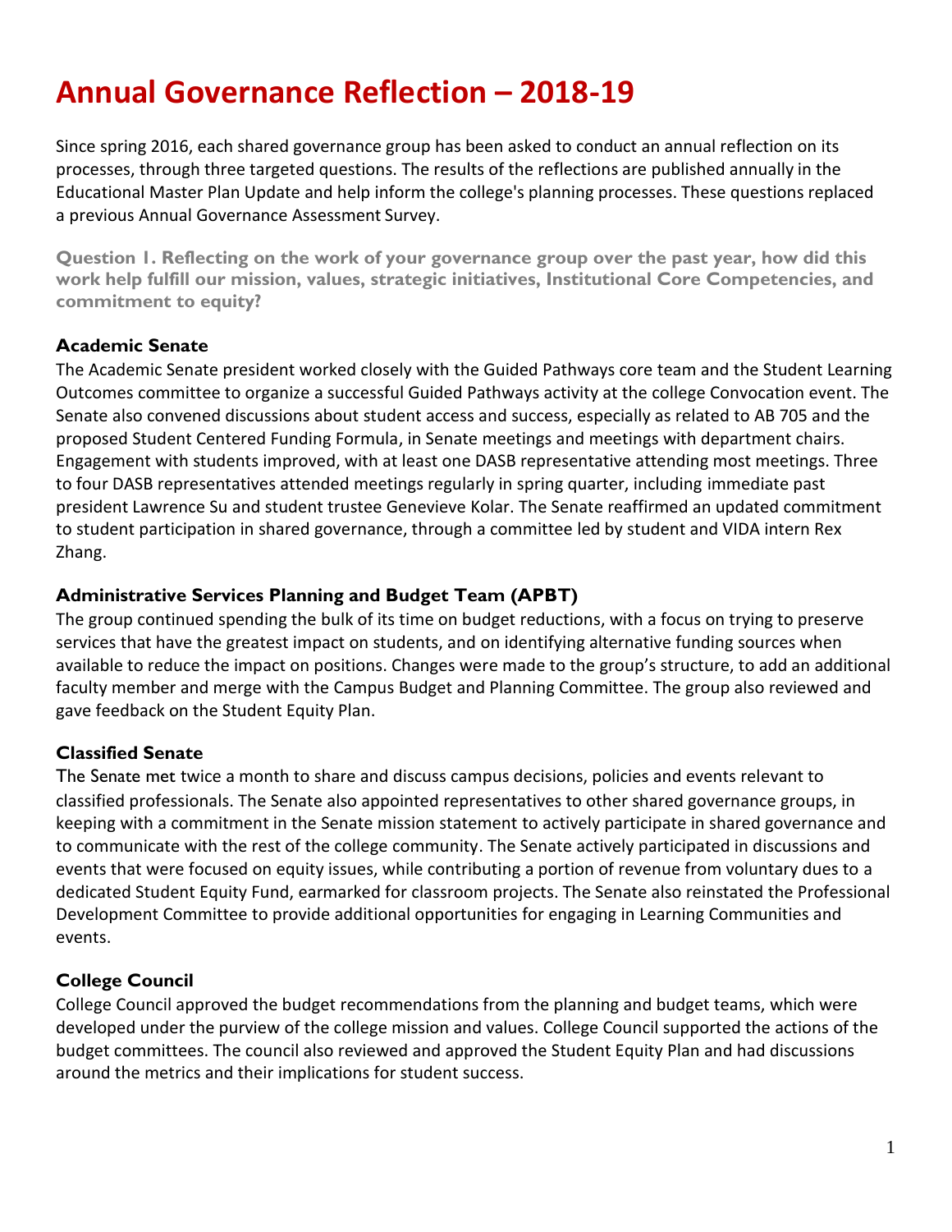# Annual Governance Reflection – 2018-19

Since spring 2016, each shared governance group has been asked to conduct an annual reflection on its processes, through three targeted questions. The results of the reflections are published annually in the Educational Master Plan Update and help inform the college's planning processes. These questions replaced a previous Annual Governance Assessment Survey.

## Question 1. Reflecting on the work of your governance group over the past year, how did this work help fulfill our mission, values, strategic initiatives, Institutional Core Competencies, and commitment to equity?

### Academic Senate

The Academic Senate president worked closely with the Guided Pathways core team and the Student Learning Outcomes committee to organize a successful Guided Pathways activity at the college Convocation event. The Senate also convened discussions about student access and success, especially as related to AB 705 and the proposed Student Centered Funding Formula, in Senate meetings and meetings with department chairs. Engagement with students improved, with at least one DASB representative attending most meetings. Three to four DASB representatives attended meetings regularly in spring quarter, including immediate past president Lawrence Su and student trustee Genevieve Kolar. The Senate reaffirmed an updated commitment to student participation in shared governance, through a committee led by student and VIDA intern Rex Zhang.

### Administrative Services Planning and Budget Team (APBT)

The group continued spending the bulk of its time on budget reductions, with a focus on trying to preserve services that have the greatest impact on students, and on identifying alternative funding sources when available to reduce the impact on positions. Changes were made to the group's structure, to add an additional faculty member and merge with the Campus Budget and Planning Committee. The group also reviewed and gave feedback on the Student Equity Plan.

### Classified Senate

The Senate met twice a month to share and discuss campus decisions, policies and events relevant to classified professionals. The Senate also appointed representatives to other shared governance groups, in keeping with a commitment in the Senate mission statement to actively participate in shared governance and to communicate with the rest of the college community. The Senate actively participated in discussions and events that were focused on equity issues, while contributing a portion of revenue from voluntary dues to a dedicated Student Equity Fund, earmarked for classroom projects. The Senate also reinstated the Professional Development Committee to provide additional opportunities for engaging in Learning Communities and events.

### College Council

College Council approved the budget recommendations from the planning and budget teams, which were developed under the purview of the college mission and values. College Council supported the actions of the budget committees. The council also reviewed and approved the Student Equity Plan and had discussions around the metrics and their implications for student success.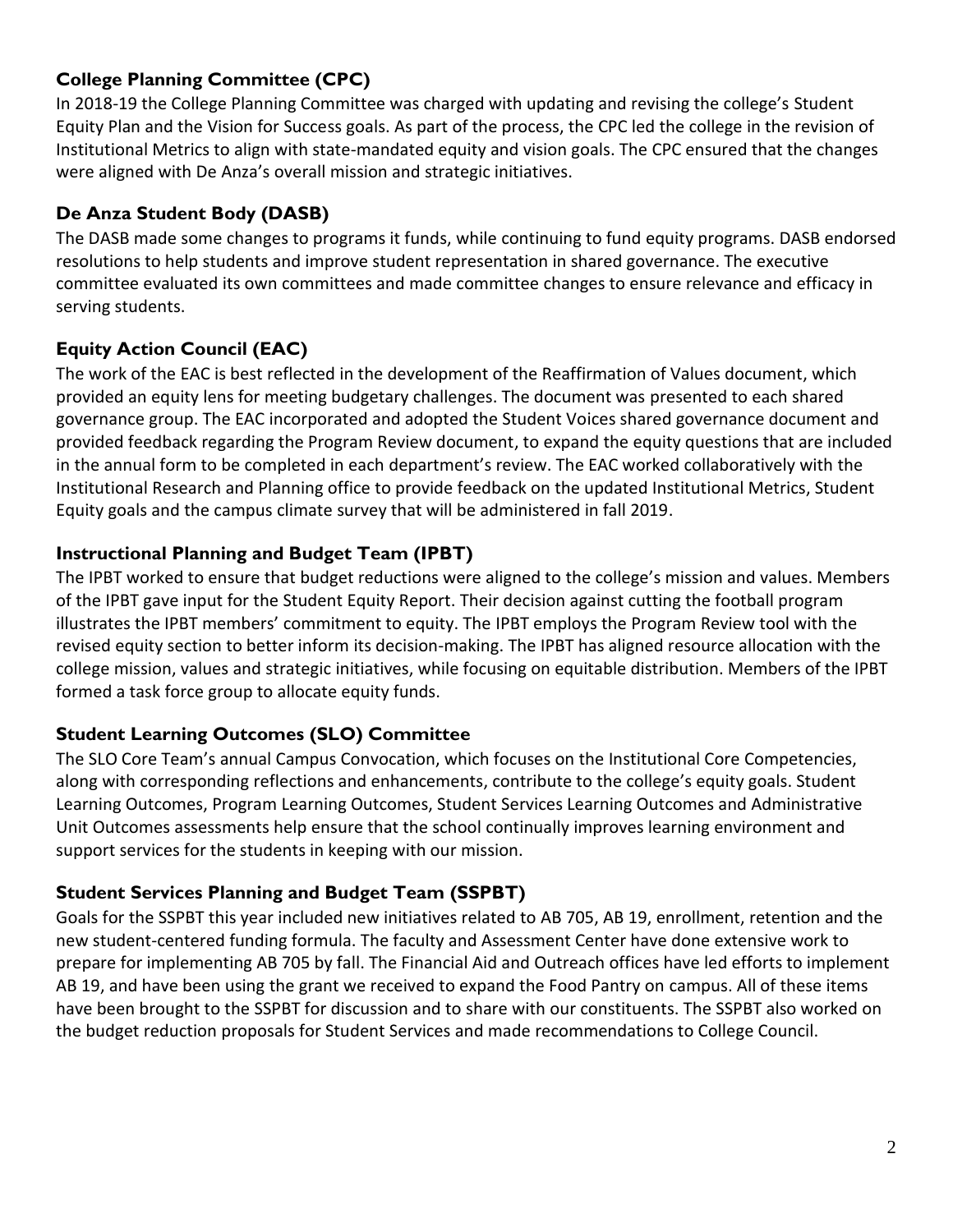### College Planning Committee (CPC)

In 2018-19 the College Planning Committee was charged with updating and revising the college's Student Equity Plan and the Vision for Success goals. As part of the process, the CPC led the college in the revision of Institutional Metrics to align with state-mandated equity and vision goals. The CPC ensured that the changes were aligned with De Anza's overall mission and strategic initiatives.

### De Anza Student Body (DASB)

The DASB made some changes to programs it funds, while continuing to fund equity programs. DASB endorsed resolutions to help students and improve student representation in shared governance. The executive committee evaluated its own committees and made committee changes to ensure relevance and efficacy in serving students.

### Equity Action Council (EAC)

The work of the EAC is best reflected in the development of the Reaffirmation of Values document, which provided an equity lens for meeting budgetary challenges. The document was presented to each shared governance group. The EAC incorporated and adopted the Student Voices shared governance document and provided feedback regarding the Program Review document, to expand the equity questions that are included in the annual form to be completed in each department's review. The EAC worked collaboratively with the Institutional Research and Planning office to provide feedback on the updated Institutional Metrics, Student Equity goals and the campus climate survey that will be administered in fall 2019.

### Instructional Planning and Budget Team (IPBT)

The IPBT worked to ensure that budget reductions were aligned to the college's mission and values. Members of the IPBT gave input for the Student Equity Report. Their decision against cutting the football program illustrates the IPBT members' commitment to equity. The IPBT employs the Program Review tool with the revised equity section to better inform its decision-making. The IPBT has aligned resource allocation with the college mission, values and strategic initiatives, while focusing on equitable distribution. Members of the IPBT formed a task force group to allocate equity funds.

### Student Learning Outcomes (SLO) Committee

The SLO Core Team's annual Campus Convocation, which focuses on the Institutional Core Competencies, along with corresponding reflections and enhancements, contribute to the college's equity goals. Student Learning Outcomes, Program Learning Outcomes, Student Services Learning Outcomes and Administrative Unit Outcomes assessments help ensure that the school continually improves learning environment and support services for the students in keeping with our mission.

### Student Services Planning and Budget Team (SSPBT)

Goals for the SSPBT this year included new initiatives related to AB 705, AB 19, enrollment, retention and the new student-centered funding formula. The faculty and Assessment Center have done extensive work to prepare for implementing AB 705 by fall. The Financial Aid and Outreach offices have led efforts to implement AB 19, and have been using the grant we received to expand the Food Pantry on campus. All of these items have been brought to the SSPBT for discussion and to share with our constituents. The SSPBT also worked on the budget reduction proposals for Student Services and made recommendations to College Council.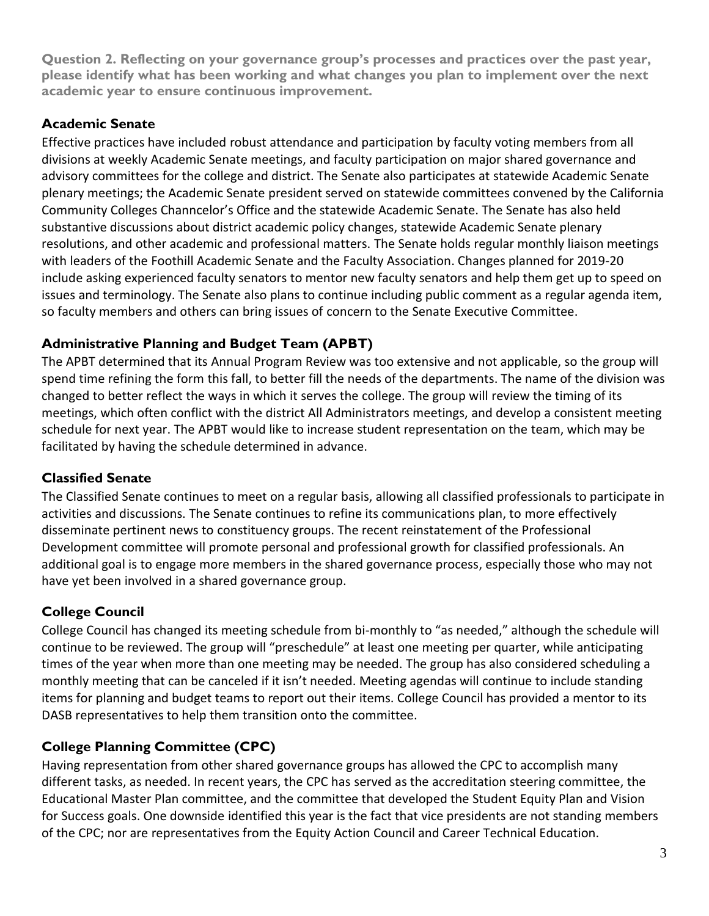**Question 2. Reflecting on your governance group's processes and practices over the past year, please identify what has been working and what changes you plan to implement over the next academic year to ensure continuous improvement.**

## Academic Senate

Effective practices have included robust attendance and participation by faculty voting members from all divisions at weekly Academic Senate meetings, and faculty participation on major shared governance and advisory committees for the college and district. The Senate also participates at statewide Academic Senate plenary meetings; the Academic Senate president served on statewide committees convened by the California Community Colleges Channcelor's Office and the statewide Academic Senate. The Senate has also held substantive discussions about district academic policy changes, statewide Academic Senate plenary resolutions, and other academic and professional matters. The Senate holds regular monthly liaison meetings with leaders of the Foothill Academic Senate and the Faculty Association. Changes planned for 2019-20 include asking experienced faculty senators to mentor new faculty senators and help them get up to speed on issues and terminology. The Senate also plans to continue including public comment as a regular agenda item, so faculty members and others can bring issues of concern to the Senate Executive Committee.

## Administrative Planning and Budget Team (APBT)

The APBT determined that its Annual Program Review was too extensive and not applicable, so the group will spend time refining the form this fall, to better fill the needs of the departments. The name of the division was changed to better reflect the ways in which it serves the college. The group will review the timing of its meetings, which often conflict with the district All Administrators meetings, and develop a consistent meeting schedule for next year. The APBT would like to increase student representation on the team, which may be facilitated by having the schedule determined in advance.

## Classified Senate

The Classified Senate continues to meet on a regular basis, allowing all classified professionals to participate in activities and discussions. The Senate continues to refine its communications plan, to more effectively disseminate pertinent news to constituency groups. The recent reinstatement of the Professional Development committee will promote personal and professional growth for classified professionals. An additional goal is to engage more members in the shared governance process, especially those who may not have yet been involved in a shared governance group.

## College Council

College Council has changed its meeting schedule from bi-monthly to "as needed," although the schedule will continue to be reviewed. The group will "preschedule" at least one meeting per quarter, while anticipating times of the year when more than one meeting may be needed. The group has also considered scheduling a monthly meeting that can be canceled if it isn't needed. Meeting agendas will continue to include standing items for planning and budget teams to report out their items. College Council has provided a mentor to its DASB representatives to help them transition onto the committee.

## College Planning Committee (CPC)

Having representation from other shared governance groups has allowed the CPC to accomplish many different tasks, as needed. In recent years, the CPC has served as the accreditation steering committee, the Educational Master Plan committee, and the committee that developed the Student Equity Plan and Vision for Success goals. One downside identified this year is the fact that vice presidents are not standing members of the CPC; nor are representatives from the Equity Action Council and Career Technical Education.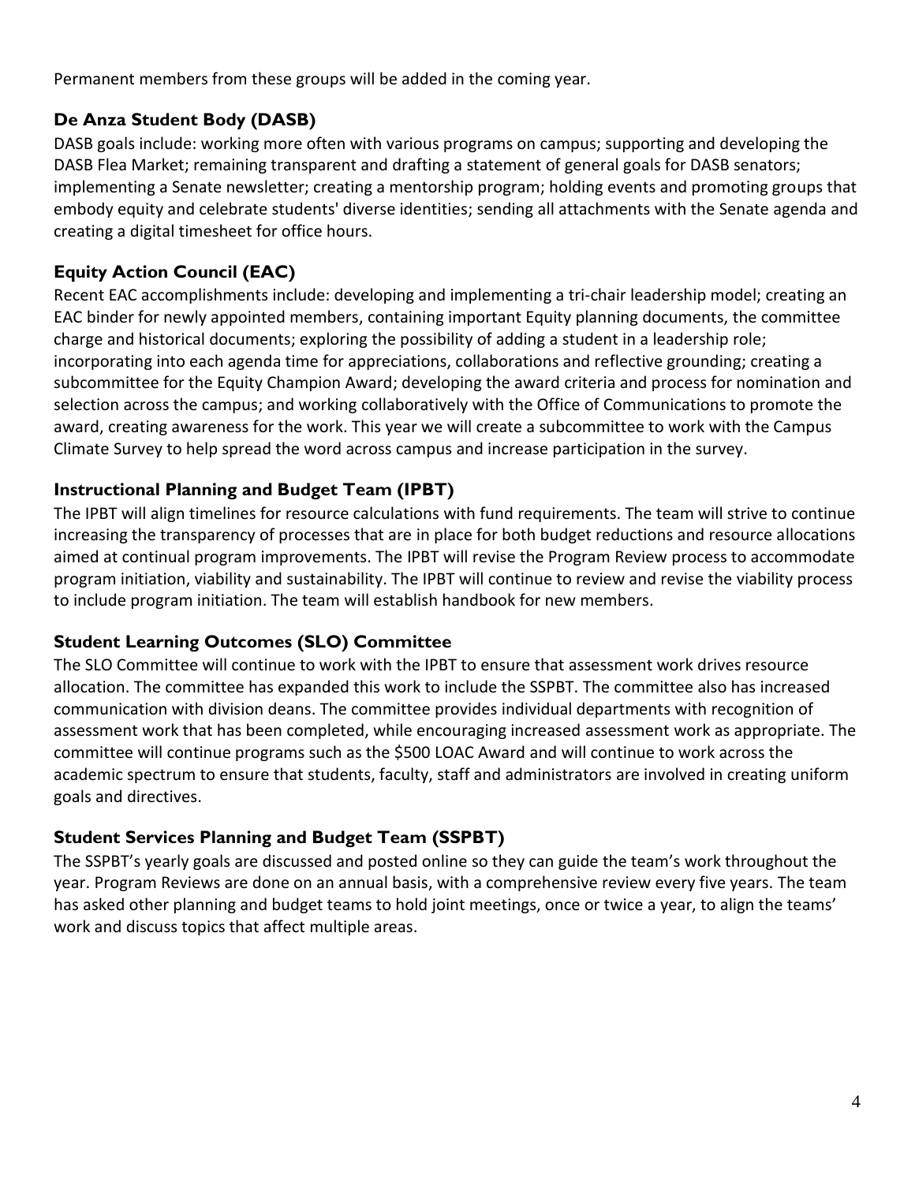Permanent members from these groups will be added in the coming year.

### De Anza Student Body (DASB)

DASB goals include: working more often with various programs on campus; supporting and developing the DASB Flea Market; remaining transparent and drafting a statement of general goals for DASB senators; implementing a Senate newsletter; creating a mentorship program; holding events and promoting groups that embody equity and celebrate students' diverse identities; sending all attachments with the Senate agenda and creating a digital timesheet for office hours.

### Equity Action Council (EAC)

Recent EAC accomplishments include: developing and implementing a tri-chair leadership model; creating an EAC binder for newly appointed members, containing important Equity planning documents, the committee charge and historical documents; exploring the possibility of adding a student in a leadership role; incorporating into each agenda time for appreciations, collaborations and reflective grounding; creating a subcommittee for the Equity Champion Award; developing the award criteria and process for nomination and selection across the campus; and working collaboratively with the Office of Communications to promote the award, creating awareness for the work. This year we will create a subcommittee to work with the Campus Climate Survey to help spread the word across campus and increase participation in the survey.

### Instructional Planning and Budget Team (IPBT)

The IPBT will align timelines for resource calculations with fund requirements. The team will strive to continue increasing the transparency of processes that are in place for both budget reductions and resource allocations aimed at continual program improvements. The IPBT will revise the Program Review process to accommodate program initiation, viability and sustainability. The IPBT will continue to review and revise the viability process to include program initiation. The team will establish handbook for new members.

### Student Learning Outcomes (SLO) Committee

The SLO Committee will continue to work with the IPBT to ensure that assessment work drives resource allocation. The committee has expanded this work to include the SSPBT. The committee also has increased communication with division deans. The committee provides individual departments with recognition of assessment work that has been completed, while encouraging increased assessment work as appropriate. The committee will continue programs such as the $500 LOAC Award and will continue to work across the academic spectrum to ensure that students, faculty, staff and administrators are involved in creating uniform goals and directives.

### Student Services Planning and Budget Team (SSPBT)

The SSPBT's yearly goals are discussed and posted online so they can guide the team's work throughout the year. Program Reviews are done on an annual basis, with a comprehensive review every five years. The team has asked other planning and budget teams to hold joint meetings, once or twice a year, to align the teams' work and discuss topics that affect multiple areas.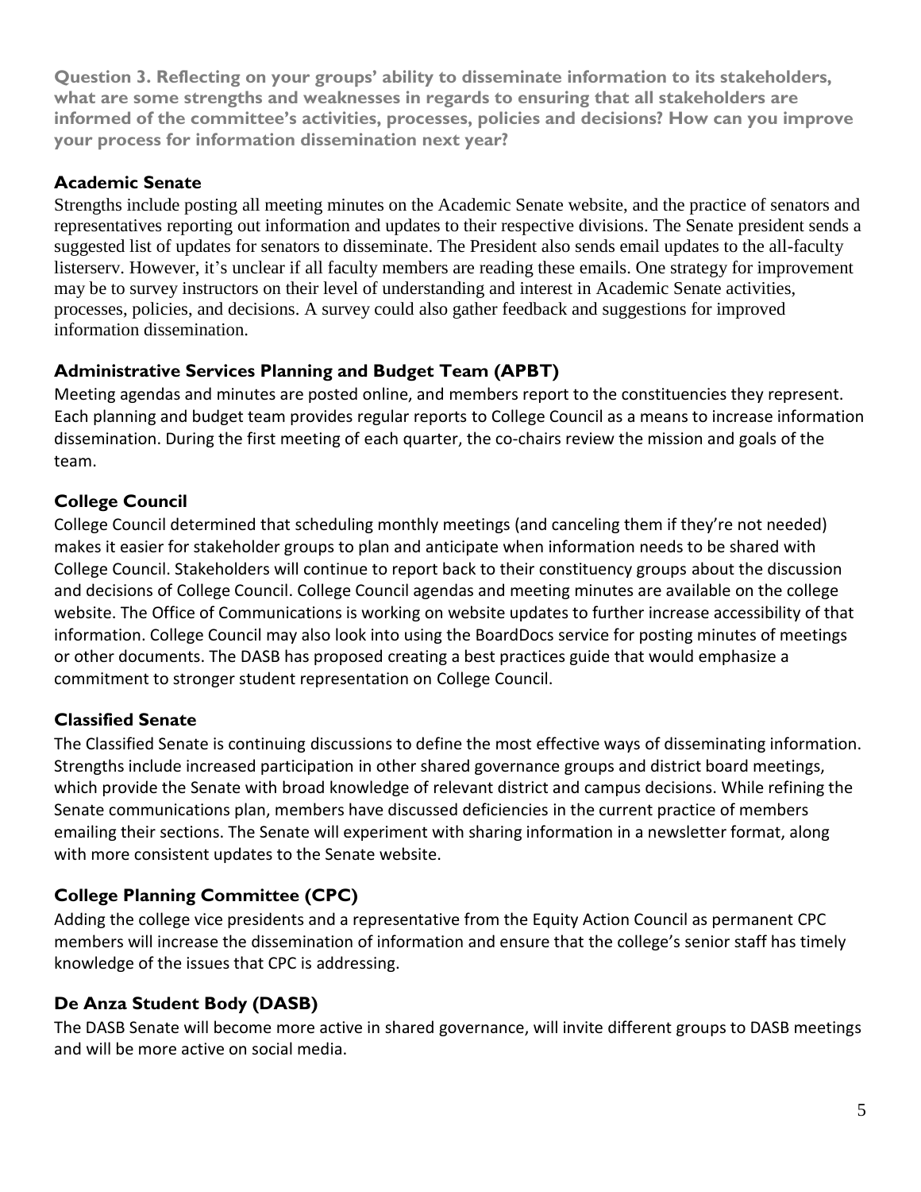**Question 3. Reflecting on your groups' ability to disseminate information to its stakeholders, what are some strengths and weaknesses in regards to ensuring that all stakeholders are informed of the committee's activities, processes, policies and decisions? How can you improve your process for information dissemination next year?**

### Academic Senate

Strengths include posting all meeting minutes on the Academic Senate website, and the practice of senators and representatives reporting out information and updates to their respective divisions. The Senate president sends a suggested list of updates for senators to disseminate. The President also sends email updates to the all-faculty listerserv. However, it's unclear if all faculty members are reading these emails. One strategy for improvement may be to survey instructors on their level of understanding and interest in Academic Senate activities, processes, policies, and decisions. A survey could also gather feedback and suggestions for improved information dissemination.

### Administrative Services Planning and Budget Team (APBT)

Meeting agendas and minutes are posted online, and members report to the constituencies they represent. Each planning and budget team provides regular reports to College Council as a means to increase information dissemination. During the first meeting of each quarter, the co-chairs review the mission and goals of the team.

### College Council

College Council determined that scheduling monthly meetings (and canceling them if they're not needed) makes it easier for stakeholder groups to plan and anticipate when information needs to be shared with College Council. Stakeholders will continue to report back to their constituency groups about the discussion and decisions of College Council. College Council agendas and meeting minutes are available on the college website. The Office of Communications is working on website updates to further increase accessibility of that information. College Council may also look into using the BoardDocs service for posting minutes of meetings or other documents. The DASB has proposed creating a best practices guide that would emphasize a commitment to stronger student representation on College Council.

### Classified Senate

The Classified Senate is continuing discussions to define the most effective ways of disseminating information. Strengths include increased participation in other shared governance groups and district board meetings, which provide the Senate with broad knowledge of relevant district and campus decisions. While refining the Senate communications plan, members have discussed deficiencies in the current practice of members emailing their sections. The Senate will experiment with sharing information in a newsletter format, along with more consistent updates to the Senate website.

### College Planning Committee (CPC)

Adding the college vice presidents and a representative from the Equity Action Council as permanent CPC members will increase the dissemination of information and ensure that the college's senior staff has timely knowledge of the issues that CPC is addressing.

### De Anza Student Body (DASB)

The DASB Senate will become more active in shared governance, will invite different groups to DASB meetings and will be more active on social media.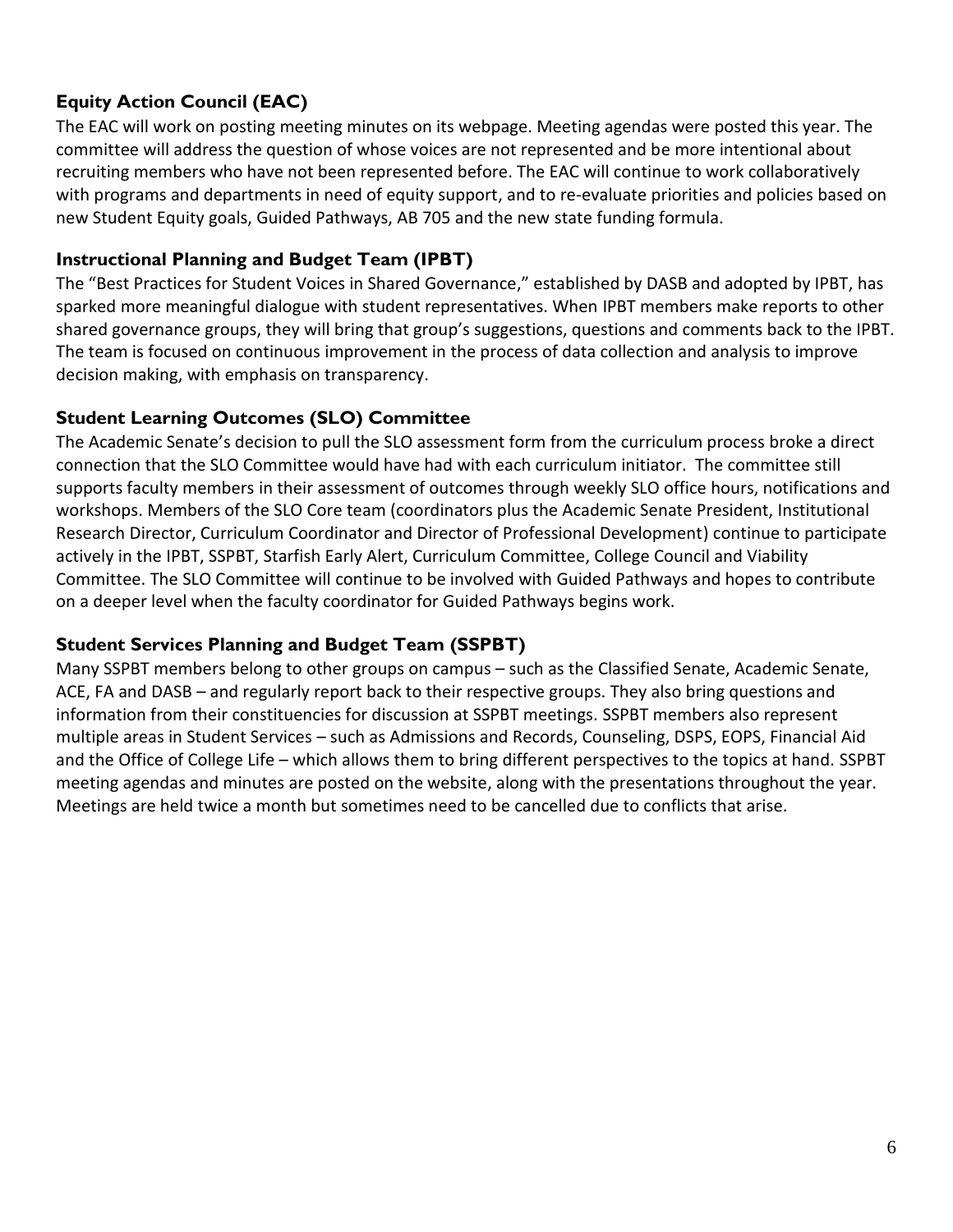### Equity Action Council (EAC)

The EAC will work on posting meeting minutes on its webpage. Meeting agendas were posted this year. The committee will address the question of whose voices are not represented and be more intentional about recruiting members who have not been represented before. The EAC will continue to work collaboratively with programs and departments in need of equity support, and to re-evaluate priorities and policies based on new Student Equity goals, Guided Pathways, AB 705 and the new state funding formula.

### Instructional Planning and Budget Team (IPBT)

The "Best Practices for Student Voices in Shared Governance," established by DASB and adopted by IPBT, has sparked more meaningful dialogue with student representatives. When IPBT members make reports to other shared governance groups, they will bring that group's suggestions, questions and comments back to the IPBT. The team is focused on continuous improvement in the process of data collection and analysis to improve decision making, with emphasis on transparency.

### Student Learning Outcomes (SLO) Committee

The Academic Senate's decision to pull the SLO assessment form from the curriculum process broke a direct connection that the SLO Committee would have had with each curriculum initiator. The committee still supports faculty members in their assessment of outcomes through weekly SLO office hours, notifications and workshops. Members of the SLO Core team (coordinators plus the Academic Senate President, Institutional Research Director, Curriculum Coordinator and Director of Professional Development) continue to participate actively in the IPBT, SSPBT, Starfish Early Alert, Curriculum Committee, College Council and Viability Committee. The SLO Committee will continue to be involved with Guided Pathways and hopes to contribute on a deeper level when the faculty coordinator for Guided Pathways begins work.

### Student Services Planning and Budget Team (SSPBT)

Many SSPBT members belong to other groups on campus – such as the Classified Senate, Academic Senate, ACE, FA and DASB – and regularly report back to their respective groups. They also bring questions and information from their constituencies for discussion at SSPBT meetings. SSPBT members also represent multiple areas in Student Services – such as Admissions and Records, Counseling, DSPS, EOPS, Financial Aid and the Office of College Life – which allows them to bring different perspectives to the topics at hand. SSPBT meeting agendas and minutes are posted on the website, along with the presentations throughout the year. Meetings are held twice a month but sometimes need to be cancelled due to conflicts that arise.